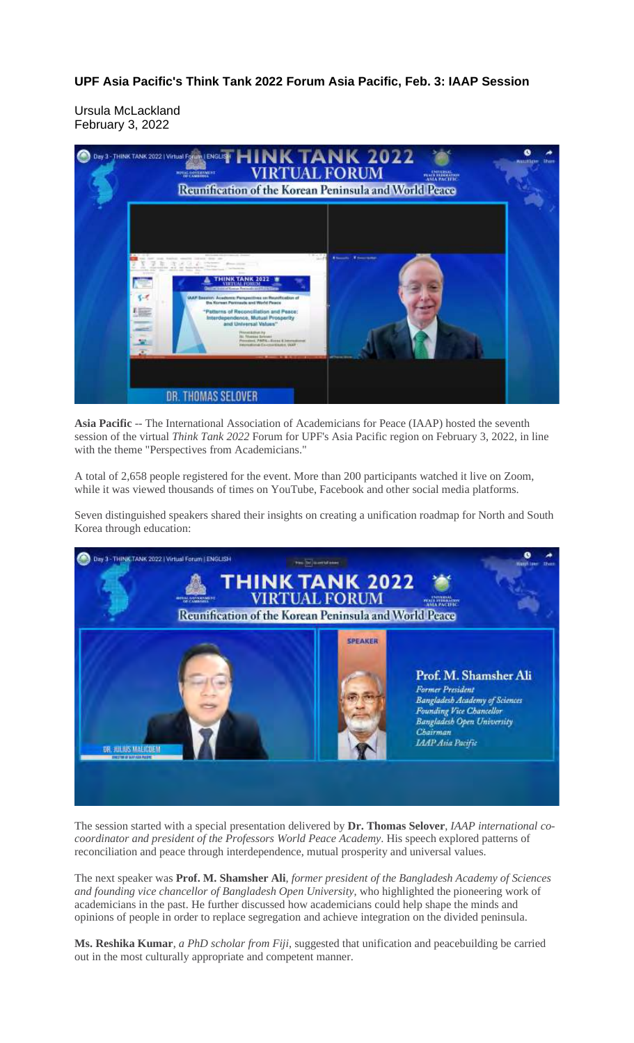**UPF Asia Pacific's Think Tank 2022 Forum Asia Pacific, Feb. 3: IAAP Session**

Ursula McLackland
February 3, 2022

**Asia Pacific** -- The International Association of Academicians for Peace (IAAP) hosted the seventh session of the virtual *Think Tank 2022* Forum for UPF's Asia Pacific region on February 3, 2022, in line with the theme "Perspectives from Academicians."

A total of 2,658 people registered for the event. More than 200 participants watched it live on Zoom, while it was viewed thousands of times on YouTube, Facebook and other social media platforms.

Seven distinguished speakers shared their insights on creating a unification roadmap for North and South Korea through education:

The session started with a special presentation delivered by **Dr. Thomas Selover**, *IAAP international co-coordinator and president of the Professors World Peace Academy*. His speech explored patterns of reconciliation and peace through interdependence, mutual prosperity and universal values.

The next speaker was **Prof. M. Shamsher Ali**, *former president of the Bangladesh Academy of Sciences and founding vice chancellor of Bangladesh Open University*, who highlighted the pioneering work of academicians in the past. He further discussed how academicians could help shape the minds and opinions of people in order to replace segregation and achieve integration on the divided peninsula.

**Ms. Reshika Kumar**, *a PhD scholar from Fiji*, suggested that unification and peacebuilding be carried out in the most culturally appropriate and competent manner.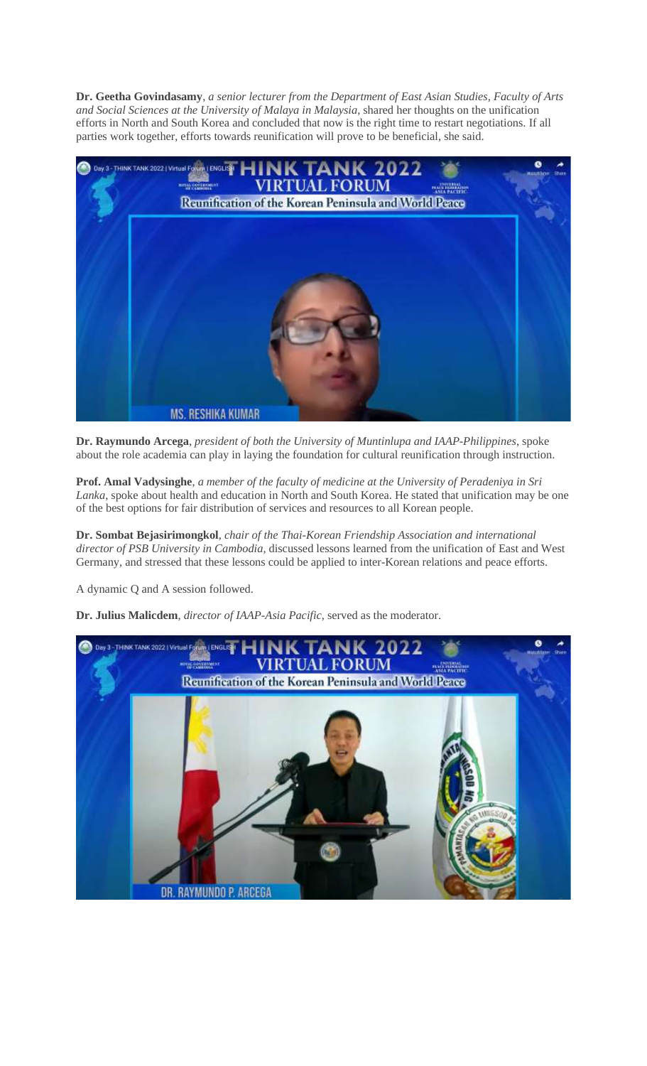**Dr. Geetha Govindasamy**, *a senior lecturer from the Department of East Asian Studies, Faculty of Arts and Social Sciences at the University of Malaya in Malaysia*, shared her thoughts on the unification efforts in North and South Korea and concluded that now is the right time to restart negotiations. If all parties work together, efforts towards reunification will prove to be beneficial, she said.

**Dr. Raymundo Arcega**, *president of both the University of Muntinlupa and IAAP-Philippines*, spoke about the role academia can play in laying the foundation for cultural reunification through instruction.

**Prof. Amal Vadysinghe**, *a member of the faculty of medicine at the University of Peradeniya in Sri Lanka*, spoke about health and education in North and South Korea. He stated that unification may be one of the best options for fair distribution of services and resources to all Korean people.

**Dr. Sombat Bejasirimongkol**, *chair of the Thai-Korean Friendship Association and international director of PSB University in Cambodia*, discussed lessons learned from the unification of East and West Germany, and stressed that these lessons could be applied to inter-Korean relations and peace efforts.

A dynamic Q and A session followed.

**Dr. Julius Malicdem**, *director of IAAP-Asia Pacific*, served as the moderator.